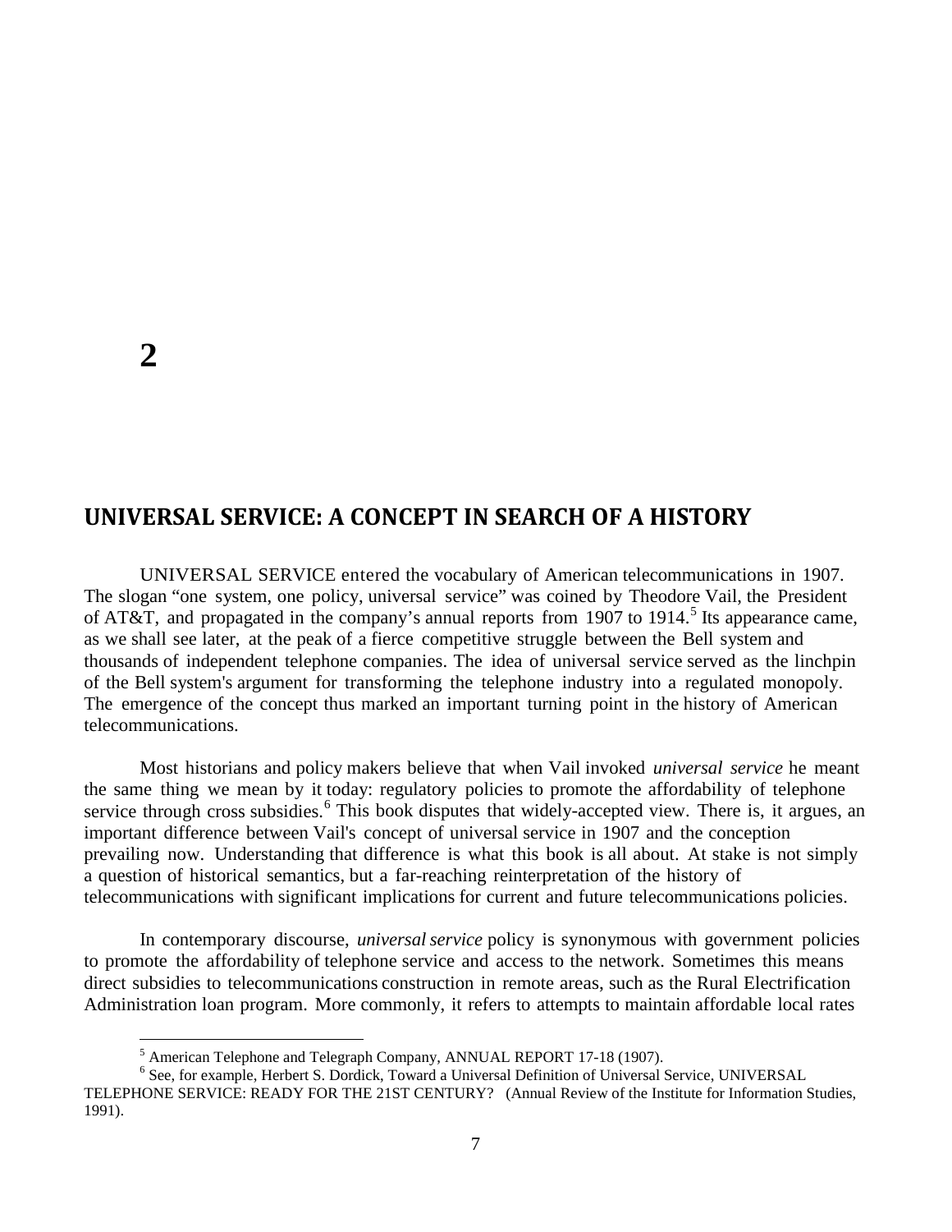# 2

## UNIVERSAL SERVICE: A CONCEPT IN SEARCH OF A HISTORY

UNIVERSAL SERVICE entered the vocabulary of American telecommunications in 1907. The slogan "one system, one policy, universal service" was coined by Theodore Vail, the President of AT&T, and propagated in the company's annual reports from 1907 to 1914.[5] Its appearance came, as we shall see later, at the peak of a fierce competitive struggle between the Bell system and thousands of independent telephone companies. The idea of universal service served as the linchpin of the Bell system's argument for transforming the telephone industry into a regulated monopoly. The emergence of the concept thus marked an important turning point in the history of American telecommunications.

Most historians and policy makers believe that when Vail invoked *universal service* he meant the same thing we mean by it today: regulatory policies to promote the affordability of telephone service through cross subsidies.[6] This book disputes that widely-accepted view. There is, it argues, an important difference between Vail's concept of universal service in 1907 and the conception prevailing now. Understanding that difference is what this book is all about. At stake is not simply a question of historical semantics, but a far-reaching reinterpretation of the history of telecommunications with significant implications for current and future telecommunications policies.

In contemporary discourse, *universal service* policy is synonymous with government policies to promote the affordability of telephone service and access to the network. Sometimes this means direct subsidies to telecommunications construction in remote areas, such as the Rural Electrification Administration loan program. More commonly, it refers to attempts to maintain affordable local rates

---

[5] American Telephone and Telegraph Company, ANNUAL REPORT 17-18 (1907).

[6] See, for example, Herbert S. Dordick, Toward a Universal Definition of Universal Service, UNIVERSAL TELEPHONE SERVICE: READY FOR THE 21ST CENTURY? (Annual Review of the Institute for Information Studies, 1991).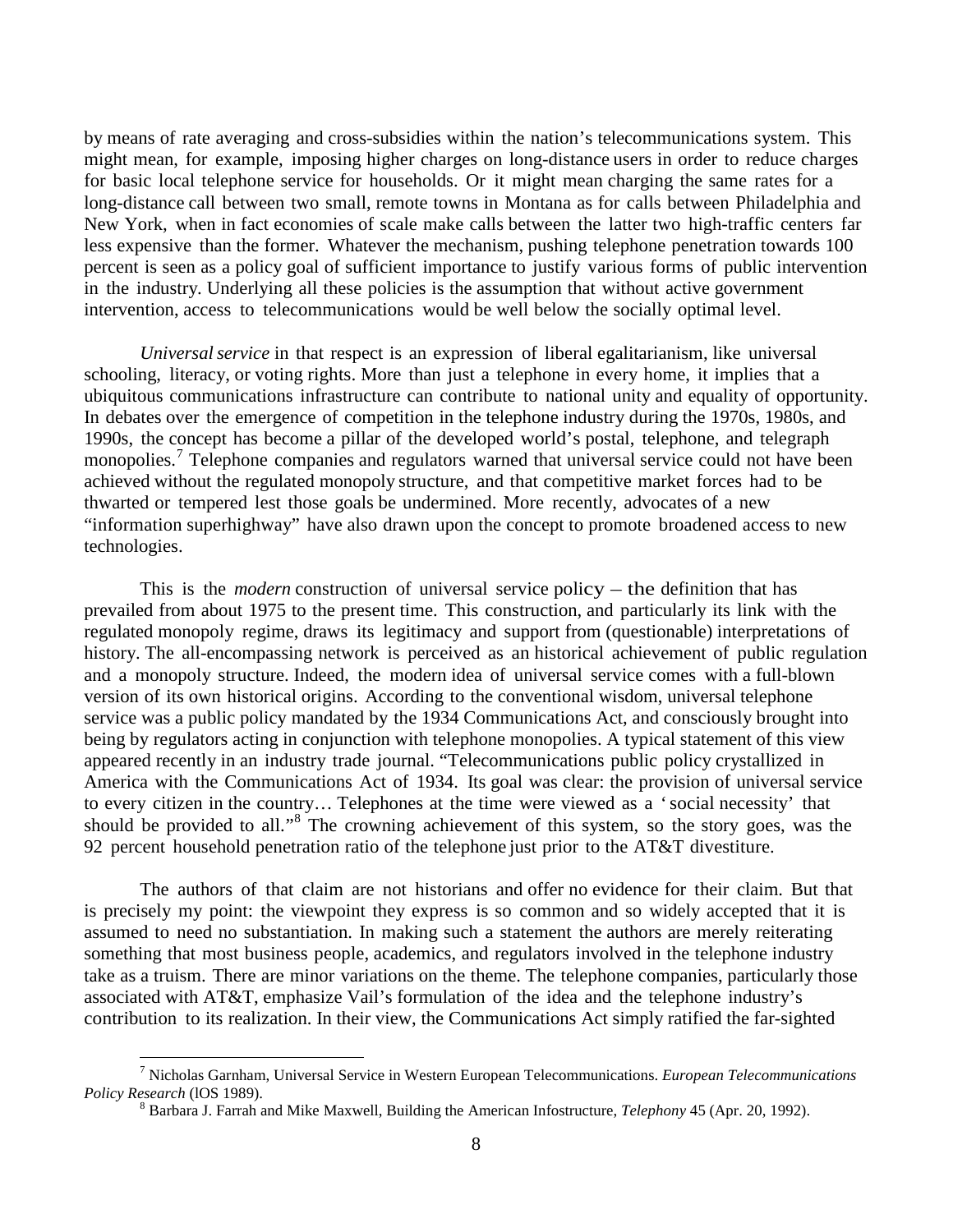by means of rate averaging and cross-subsidies within the nation's telecommunications system. This might mean, for example, imposing higher charges on long-distance users in order to reduce charges for basic local telephone service for households. Or it might mean charging the same rates for a long-distance call between two small, remote towns in Montana as for calls between Philadelphia and New York, when in fact economies of scale make calls between the latter two high-traffic centers far less expensive than the former. Whatever the mechanism, pushing telephone penetration towards 100 percent is seen as a policy goal of sufficient importance to justify various forms of public intervention in the industry. Underlying all these policies is the assumption that without active government intervention, access to telecommunications would be well below the socially optimal level.

*Universal service* in that respect is an expression of liberal egalitarianism, like universal schooling, literacy, or voting rights. More than just a telephone in every home, it implies that a ubiquitous communications infrastructure can contribute to national unity and equality of opportunity. In debates over the emergence of competition in the telephone industry during the 1970s, 1980s, and 1990s, the concept has become a pillar of the developed world's postal, telephone, and telegraph monopolies.[7] Telephone companies and regulators warned that universal service could not have been achieved without the regulated monopoly structure, and that competitive market forces had to be thwarted or tempered lest those goals be undermined. More recently, advocates of a new "information superhighway" have also drawn upon the concept to promote broadened access to new technologies.

This is the *modern* construction of universal service policy – the definition that has prevailed from about 1975 to the present time. This construction, and particularly its link with the regulated monopoly regime, draws its legitimacy and support from (questionable) interpretations of history. The all-encompassing network is perceived as an historical achievement of public regulation and a monopoly structure. Indeed, the modern idea of universal service comes with a full-blown version of its own historical origins. According to the conventional wisdom, universal telephone service was a public policy mandated by the 1934 Communications Act, and consciously brought into being by regulators acting in conjunction with telephone monopolies. A typical statement of this view appeared recently in an industry trade journal. "Telecommunications public policy crystallized in America with the Communications Act of 1934. Its goal was clear: the provision of universal service to every citizen in the country… Telephones at the time were viewed as a 'social necessity' that should be provided to all."[8] The crowning achievement of this system, so the story goes, was the 92 percent household penetration ratio of the telephone just prior to the AT&T divestiture.

The authors of that claim are not historians and offer no evidence for their claim. But that is precisely my point: the viewpoint they express is so common and so widely accepted that it is assumed to need no substantiation. In making such a statement the authors are merely reiterating something that most business people, academics, and regulators involved in the telephone industry take as a truism. There are minor variations on the theme. The telephone companies, particularly those associated with AT&T, emphasize Vail's formulation of the idea and the telephone industry's contribution to its realization. In their view, the Communications Act simply ratified the far-sighted

---

[7] Nicholas Garnham, Universal Service in Western European Telecommunications. *European Telecommunications Policy Research* (lOS 1989).

[8] Barbara J. Farrah and Mike Maxwell, Building the American Infostructure, *Telephony* 45 (Apr. 20, 1992).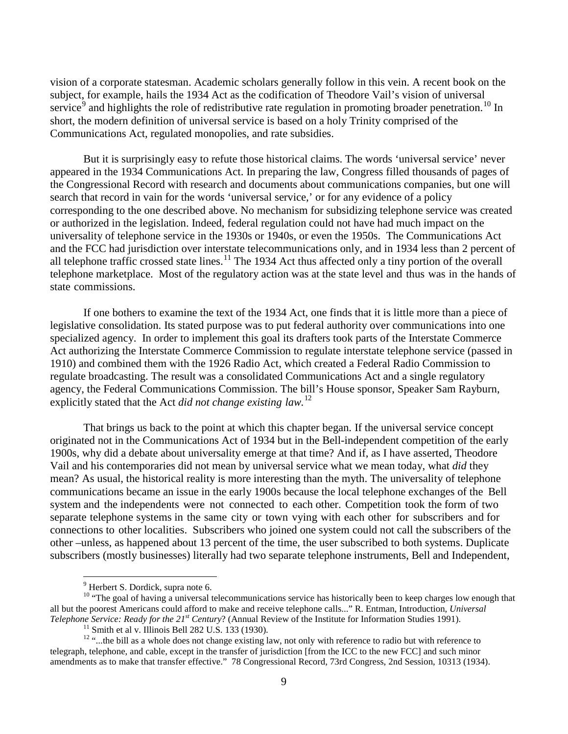vision of a corporate statesman. Academic scholars generally follow in this vein. A recent book on the subject, for example, hails the 1934 Act as the codification of Theodore Vail's vision of universal service[9] and highlights the role of redistributive rate regulation in promoting broader penetration.[10] In short, the modern definition of universal service is based on a holy Trinity comprised of the Communications Act, regulated monopolies, and rate subsidies.

But it is surprisingly easy to refute those historical claims. The words 'universal service' never appeared in the 1934 Communications Act. In preparing the law, Congress filled thousands of pages of the Congressional Record with research and documents about communications companies, but one will search that record in vain for the words 'universal service,' or for any evidence of a policy corresponding to the one described above. No mechanism for subsidizing telephone service was created or authorized in the legislation. Indeed, federal regulation could not have had much impact on the universality of telephone service in the 1930s or 1940s, or even the 1950s. The Communications Act and the FCC had jurisdiction over interstate telecommunications only, and in 1934 less than 2 percent of all telephone traffic crossed state lines.[11] The 1934 Act thus affected only a tiny portion of the overall telephone marketplace. Most of the regulatory action was at the state level and thus was in the hands of state commissions.

If one bothers to examine the text of the 1934 Act, one finds that it is little more than a piece of legislative consolidation. Its stated purpose was to put federal authority over communications into one specialized agency. In order to implement this goal its drafters took parts of the Interstate Commerce Act authorizing the Interstate Commerce Commission to regulate interstate telephone service (passed in 1910) and combined them with the 1926 Radio Act, which created a Federal Radio Commission to regulate broadcasting. The result was a consolidated Communications Act and a single regulatory agency, the Federal Communications Commission. The bill's House sponsor, Speaker Sam Rayburn, explicitly stated that the Act *did not change existing law.*[12]

That brings us back to the point at which this chapter began. If the universal service concept originated not in the Communications Act of 1934 but in the Bell-independent competition of the early 1900s, why did a debate about universality emerge at that time? And if, as I have asserted, Theodore Vail and his contemporaries did not mean by universal service what we mean today, what *did* they mean? As usual, the historical reality is more interesting than the myth. The universality of telephone communications became an issue in the early 1900s because the local telephone exchanges of the Bell system and the independents were not connected to each other. Competition took the form of two separate telephone systems in the same city or town vying with each other for subscribers and for connections to other localities. Subscribers who joined one system could not call the subscribers of the other –unless, as happened about 13 percent of the time, the user subscribed to both systems. Duplicate subscribers (mostly businesses) literally had two separate telephone instruments, Bell and Independent,

---

[9] Herbert S. Dordick, supra note 6.

[10] "The goal of having a universal telecommunications service has historically been to keep charges low enough that all but the poorest Americans could afford to make and receive telephone calls..." R. Entman, Introduction, *Universal Telephone Service: Ready for the 21st Century*? (Annual Review of the Institute for Information Studies 1991).

[11] Smith et al v. Illinois Bell 282 U.S. 133 (1930).

[12] "...the bill as a whole does not change existing law, not only with reference to radio but with reference to telegraph, telephone, and cable, except in the transfer of jurisdiction [from the ICC to the new FCC] and such minor amendments as to make that transfer effective." 78 Congressional Record, 73rd Congress, 2nd Session, 10313 (1934).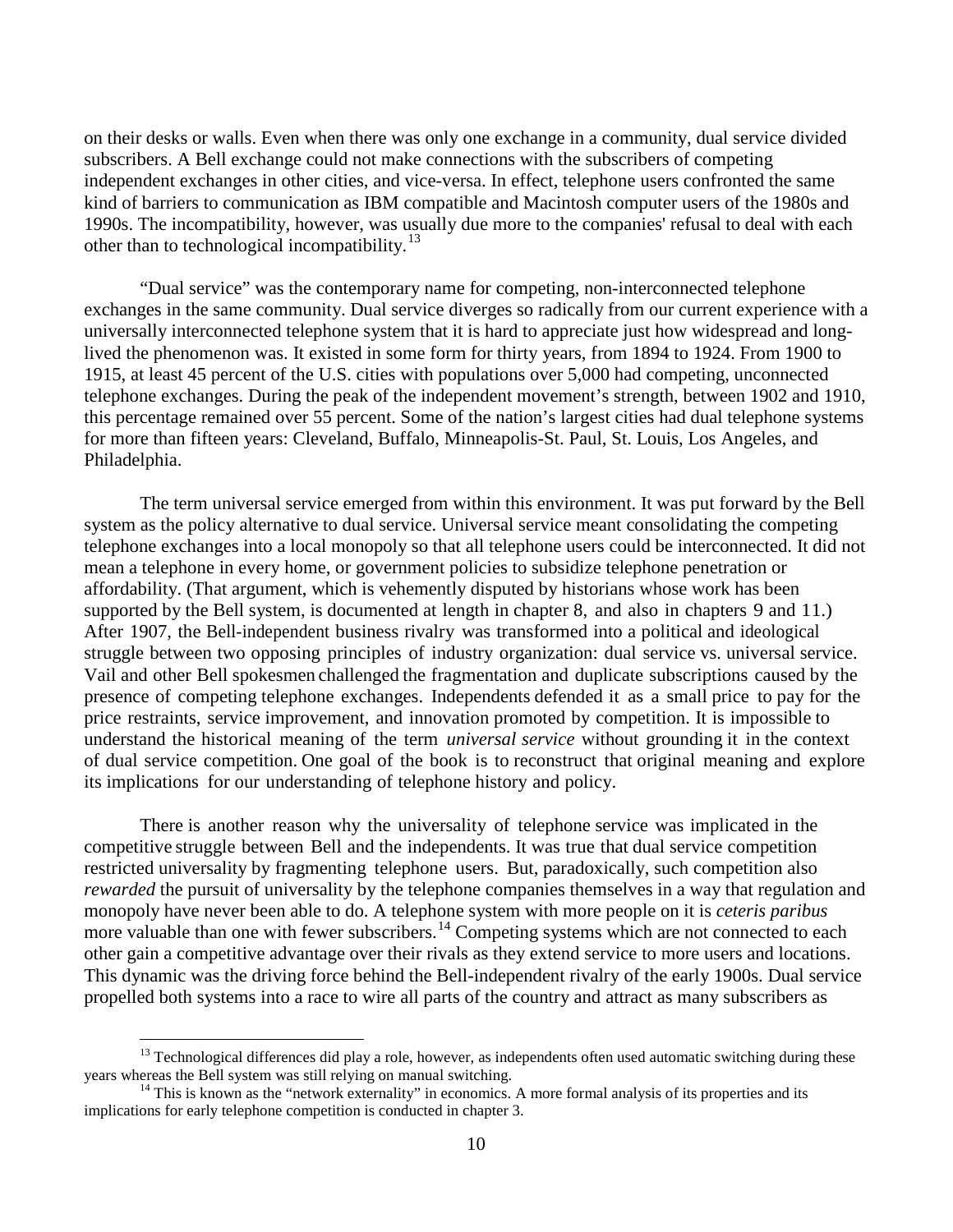on their desks or walls. Even when there was only one exchange in a community, dual service divided subscribers. A Bell exchange could not make connections with the subscribers of competing independent exchanges in other cities, and vice-versa. In effect, telephone users confronted the same kind of barriers to communication as IBM compatible and Macintosh computer users of the 1980s and 1990s. The incompatibility, however, was usually due more to the companies' refusal to deal with each other than to technological incompatibility.[13]

"Dual service" was the contemporary name for competing, non-interconnected telephone exchanges in the same community. Dual service diverges so radically from our current experience with a universally interconnected telephone system that it is hard to appreciate just how widespread and long-lived the phenomenon was. It existed in some form for thirty years, from 1894 to 1924. From 1900 to 1915, at least 45 percent of the U.S. cities with populations over 5,000 had competing, unconnected telephone exchanges. During the peak of the independent movement's strength, between 1902 and 1910, this percentage remained over 55 percent. Some of the nation's largest cities had dual telephone systems for more than fifteen years: Cleveland, Buffalo, Minneapolis-St. Paul, St. Louis, Los Angeles, and Philadelphia.

The term universal service emerged from within this environment. It was put forward by the Bell system as the policy alternative to dual service. Universal service meant consolidating the competing telephone exchanges into a local monopoly so that all telephone users could be interconnected. It did not mean a telephone in every home, or government policies to subsidize telephone penetration or affordability. (That argument, which is vehemently disputed by historians whose work has been supported by the Bell system, is documented at length in chapter 8, and also in chapters 9 and 11.) After 1907, the Bell-independent business rivalry was transformed into a political and ideological struggle between two opposing principles of industry organization: dual service vs. universal service. Vail and other Bell spokesmen challenged the fragmentation and duplicate subscriptions caused by the presence of competing telephone exchanges. Independents defended it as a small price to pay for the price restraints, service improvement, and innovation promoted by competition. It is impossible to understand the historical meaning of the term *universal service* without grounding it in the context of dual service competition. One goal of the book is to reconstruct that original meaning and explore its implications for our understanding of telephone history and policy.

There is another reason why the universality of telephone service was implicated in the competitive struggle between Bell and the independents. It was true that dual service competition restricted universality by fragmenting telephone users. But, paradoxically, such competition also *rewarded* the pursuit of universality by the telephone companies themselves in a way that regulation and monopoly have never been able to do. A telephone system with more people on it is *ceteris paribus* more valuable than one with fewer subscribers.[14] Competing systems which are not connected to each other gain a competitive advantage over their rivals as they extend service to more users and locations. This dynamic was the driving force behind the Bell-independent rivalry of the early 1900s. Dual service propelled both systems into a race to wire all parts of the country and attract as many subscribers as

[13] Technological differences did play a role, however, as independents often used automatic switching during these years whereas the Bell system was still relying on manual switching.

[14] This is known as the "network externality" in economics. A more formal analysis of its properties and its implications for early telephone competition is conducted in chapter 3.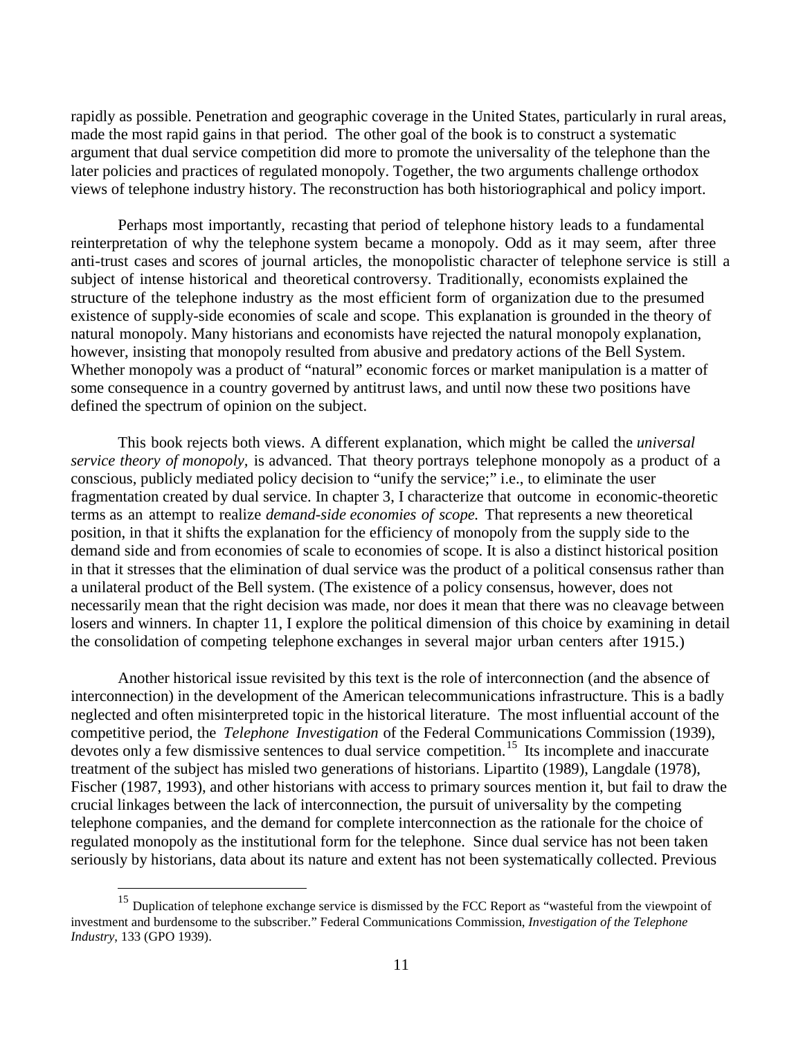rapidly as possible. Penetration and geographic coverage in the United States, particularly in rural areas, made the most rapid gains in that period. The other goal of the book is to construct a systematic argument that dual service competition did more to promote the universality of the telephone than the later policies and practices of regulated monopoly. Together, the two arguments challenge orthodox views of telephone industry history. The reconstruction has both historiographical and policy import.

Perhaps most importantly, recasting that period of telephone history leads to a fundamental reinterpretation of why the telephone system became a monopoly. Odd as it may seem, after three anti-trust cases and scores of journal articles, the monopolistic character of telephone service is still a subject of intense historical and theoretical controversy. Traditionally, economists explained the structure of the telephone industry as the most efficient form of organization due to the presumed existence of supply-side economies of scale and scope. This explanation is grounded in the theory of natural monopoly. Many historians and economists have rejected the natural monopoly explanation, however, insisting that monopoly resulted from abusive and predatory actions of the Bell System. Whether monopoly was a product of "natural" economic forces or market manipulation is a matter of some consequence in a country governed by antitrust laws, and until now these two positions have defined the spectrum of opinion on the subject.

This book rejects both views. A different explanation, which might be called the *universal service theory of monopoly,* is advanced. That theory portrays telephone monopoly as a product of a conscious, publicly mediated policy decision to "unify the service;" i.e., to eliminate the user fragmentation created by dual service. In chapter 3, I characterize that outcome in economic-theoretic terms as an attempt to realize *demand-side economies of scope.* That represents a new theoretical position, in that it shifts the explanation for the efficiency of monopoly from the supply side to the demand side and from economies of scale to economies of scope. It is also a distinct historical position in that it stresses that the elimination of dual service was the product of a political consensus rather than a unilateral product of the Bell system. (The existence of a policy consensus, however, does not necessarily mean that the right decision was made, nor does it mean that there was no cleavage between losers and winners. In chapter 11, I explore the political dimension of this choice by examining in detail the consolidation of competing telephone exchanges in several major urban centers after 1915.)

Another historical issue revisited by this text is the role of interconnection (and the absence of interconnection) in the development of the American telecommunications infrastructure. This is a badly neglected and often misinterpreted topic in the historical literature. The most influential account of the competitive period, the *Telephone Investigation* of the Federal Communications Commission (1939), devotes only a few dismissive sentences to dual service competition.[15] Its incomplete and inaccurate treatment of the subject has misled two generations of historians. Lipartito (1989), Langdale (1978), Fischer (1987, 1993), and other historians with access to primary sources mention it, but fail to draw the crucial linkages between the lack of interconnection, the pursuit of universality by the competing telephone companies, and the demand for complete interconnection as the rationale for the choice of regulated monopoly as the institutional form for the telephone. Since dual service has not been taken seriously by historians, data about its nature and extent has not been systematically collected. Previous

[15] Duplication of telephone exchange service is dismissed by the FCC Report as "wasteful from the viewpoint of investment and burdensome to the subscriber." Federal Communications Commission, *Investigation of the Telephone Industry,* 133 (GPO 1939).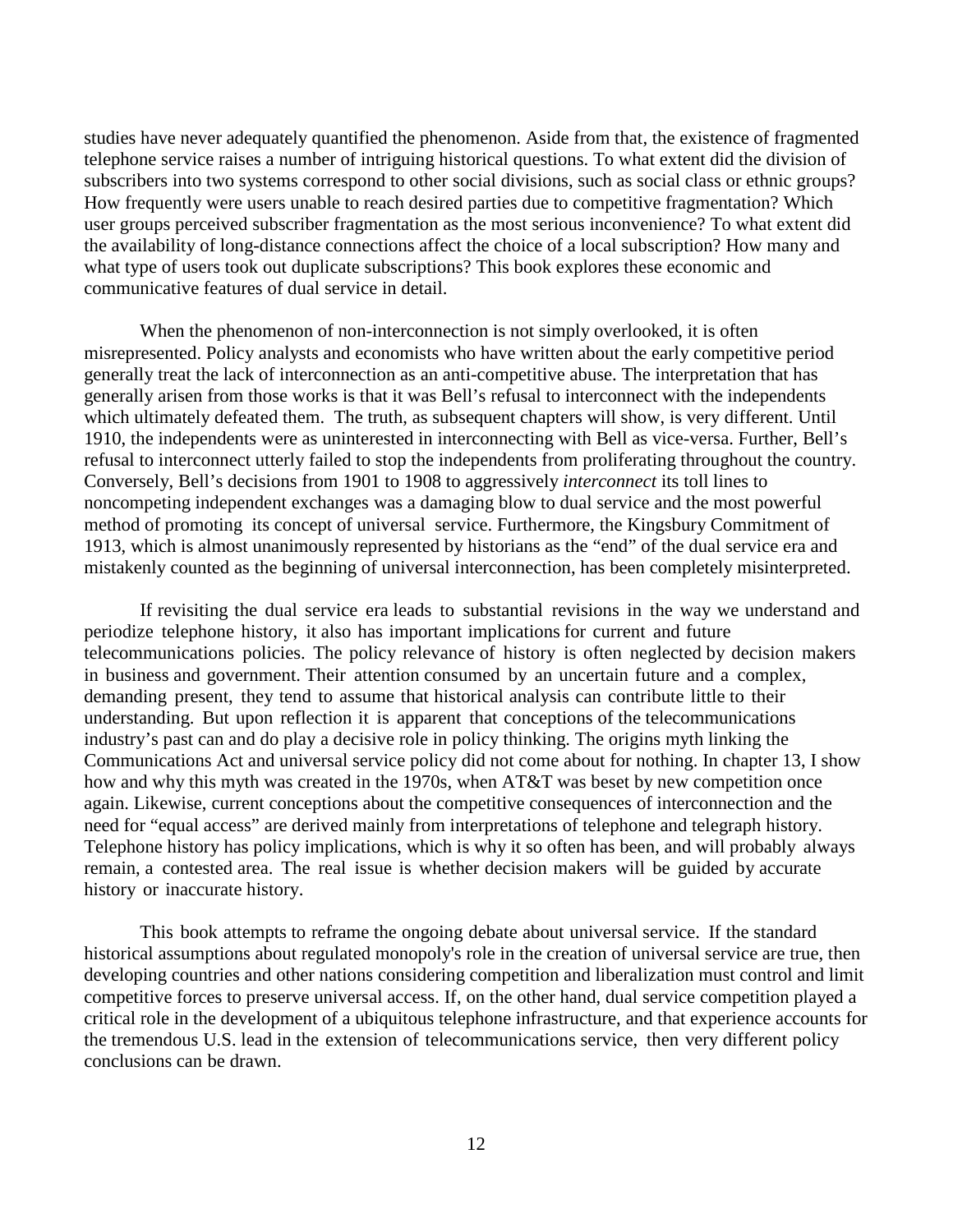studies have never adequately quantified the phenomenon. Aside from that, the existence of fragmented telephone service raises a number of intriguing historical questions. To what extent did the division of subscribers into two systems correspond to other social divisions, such as social class or ethnic groups? How frequently were users unable to reach desired parties due to competitive fragmentation? Which user groups perceived subscriber fragmentation as the most serious inconvenience? To what extent did the availability of long-distance connections affect the choice of a local subscription? How many and what type of users took out duplicate subscriptions? This book explores these economic and communicative features of dual service in detail.

When the phenomenon of non-interconnection is not simply overlooked, it is often misrepresented. Policy analysts and economists who have written about the early competitive period generally treat the lack of interconnection as an anti-competitive abuse. The interpretation that has generally arisen from those works is that it was Bell's refusal to interconnect with the independents which ultimately defeated them. The truth, as subsequent chapters will show, is very different. Until 1910, the independents were as uninterested in interconnecting with Bell as vice-versa. Further, Bell's refusal to interconnect utterly failed to stop the independents from proliferating throughout the country. Conversely, Bell's decisions from 1901 to 1908 to aggressively *interconnect* its toll lines to noncompeting independent exchanges was a damaging blow to dual service and the most powerful method of promoting its concept of universal service. Furthermore, the Kingsbury Commitment of 1913, which is almost unanimously represented by historians as the "end" of the dual service era and mistakenly counted as the beginning of universal interconnection, has been completely misinterpreted.

If revisiting the dual service era leads to substantial revisions in the way we understand and periodize telephone history, it also has important implications for current and future telecommunications policies. The policy relevance of history is often neglected by decision makers in business and government. Their attention consumed by an uncertain future and a complex, demanding present, they tend to assume that historical analysis can contribute little to their understanding. But upon reflection it is apparent that conceptions of the telecommunications industry's past can and do play a decisive role in policy thinking. The origins myth linking the Communications Act and universal service policy did not come about for nothing. In chapter 13, I show how and why this myth was created in the 1970s, when AT&T was beset by new competition once again. Likewise, current conceptions about the competitive consequences of interconnection and the need for "equal access" are derived mainly from interpretations of telephone and telegraph history. Telephone history has policy implications, which is why it so often has been, and will probably always remain, a contested area. The real issue is whether decision makers will be guided by accurate history or inaccurate history.

This book attempts to reframe the ongoing debate about universal service. If the standard historical assumptions about regulated monopoly's role in the creation of universal service are true, then developing countries and other nations considering competition and liberalization must control and limit competitive forces to preserve universal access. If, on the other hand, dual service competition played a critical role in the development of a ubiquitous telephone infrastructure, and that experience accounts for the tremendous U.S. lead in the extension of telecommunications service, then very different policy conclusions can be drawn.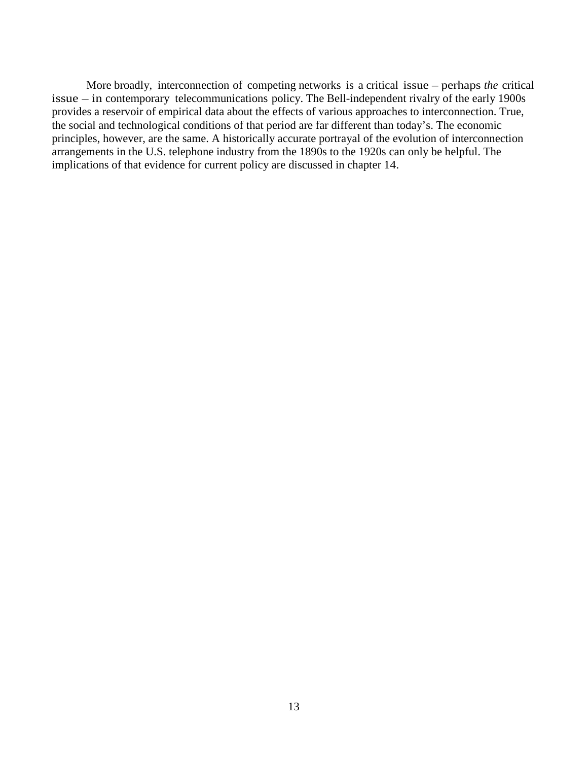More broadly, interconnection of competing networks is a critical issue – perhaps *the* critical issue – in contemporary telecommunications policy. The Bell-independent rivalry of the early 1900s provides a reservoir of empirical data about the effects of various approaches to interconnection. True, the social and technological conditions of that period are far different than today's. The economic principles, however, are the same. A historically accurate portrayal of the evolution of interconnection arrangements in the U.S. telephone industry from the 1890s to the 1920s can only be helpful. The implications of that evidence for current policy are discussed in chapter 14.